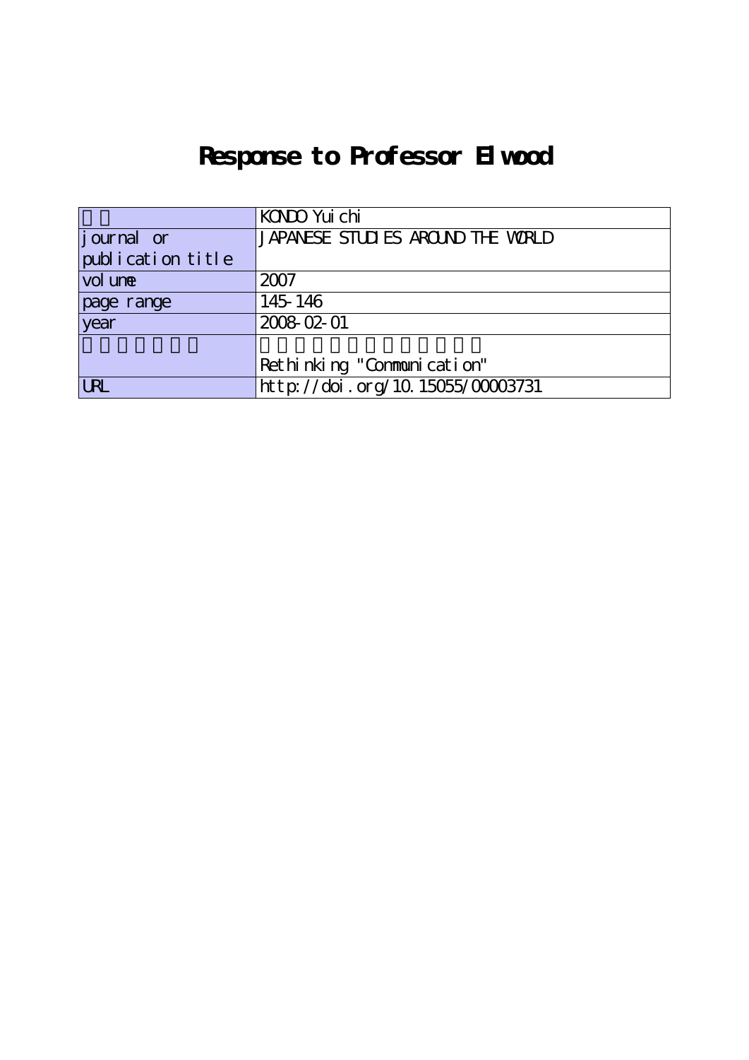# Response to Professor Elwood

| | |
|---|---|
| | KONDO Yuichi |
| journal or publication title | JAPANESE STUDIES AROUND THE WORLD |
| volume | 2007 |
| page range | 145-146 |
| year | 2008-02-01 |
| | Rethinking "Communication" |
| URL | http://doi.org/10.15055/00003731 |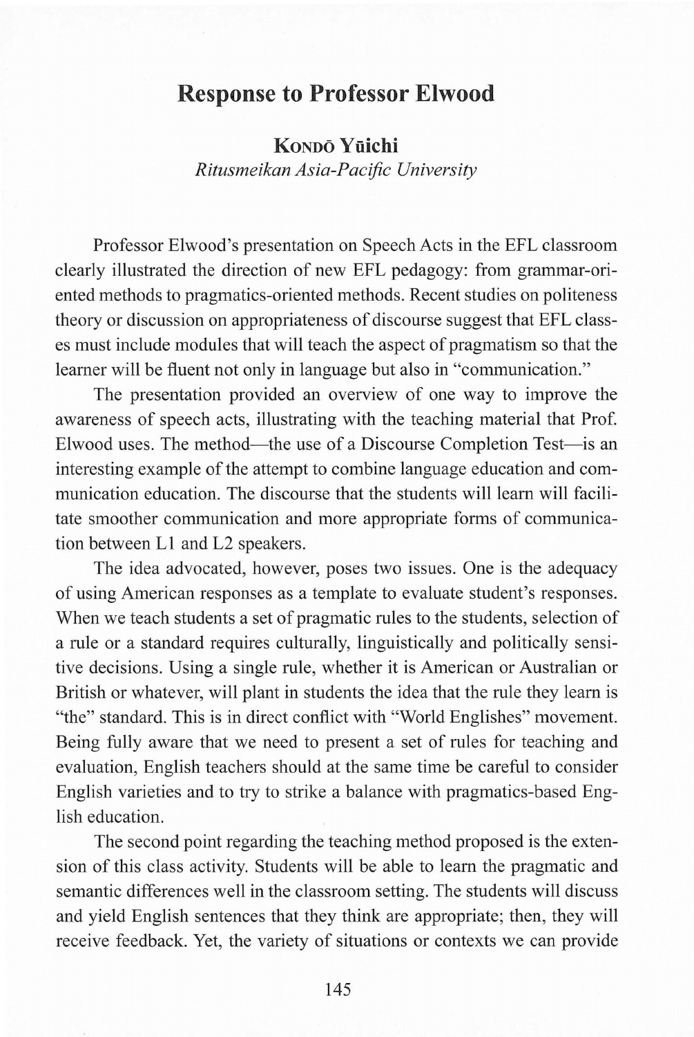# Response to Professor Elwood

**Kondō Yūichi**
*Ritusmeikan Asia-Pacific University*

Professor Elwood's presentation on Speech Acts in the EFL classroom clearly illustrated the direction of new EFL pedagogy: from grammar-oriented methods to pragmatics-oriented methods. Recent studies on politeness theory or discussion on appropriateness of discourse suggest that EFL classes must include modules that will teach the aspect of pragmatism so that the learner will be fluent not only in language but also in "communication."

The presentation provided an overview of one way to improve the awareness of speech acts, illustrating with the teaching material that Prof. Elwood uses. The method—the use of a Discourse Completion Test—is an interesting example of the attempt to combine language education and communication education. The discourse that the students will learn will facilitate smoother communication and more appropriate forms of communication between L1 and L2 speakers.

The idea advocated, however, poses two issues. One is the adequacy of using American responses as a template to evaluate student's responses. When we teach students a set of pragmatic rules to the students, selection of a rule or a standard requires culturally, linguistically and politically sensitive decisions. Using a single rule, whether it is American or Australian or British or whatever, will plant in students the idea that the rule they learn is "the" standard. This is in direct conflict with "World Englishes" movement. Being fully aware that we need to present a set of rules for teaching and evaluation, English teachers should at the same time be careful to consider English varieties and to try to strike a balance with pragmatics-based English education.

The second point regarding the teaching method proposed is the extension of this class activity. Students will be able to learn the pragmatic and semantic differences well in the classroom setting. The students will discuss and yield English sentences that they think are appropriate; then, they will receive feedback. Yet, the variety of situations or contexts we can provide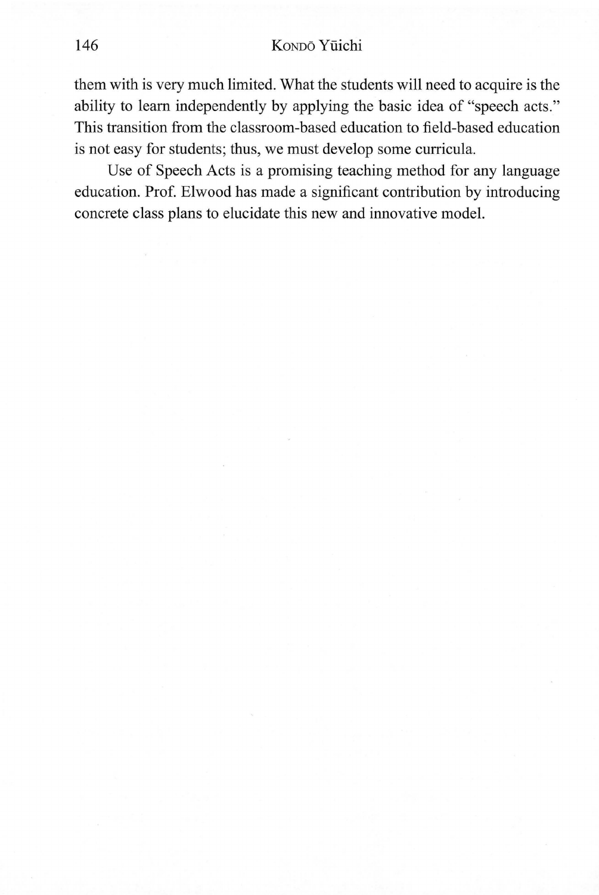them with is very much limited. What the students will need to acquire is the ability to learn independently by applying the basic idea of "speech acts." This transition from the classroom-based education to field-based education is not easy for students; thus, we must develop some curricula.

Use of Speech Acts is a promising teaching method for any language education. Prof. Elwood has made a significant contribution by introducing concrete class plans to elucidate this new and innovative model.